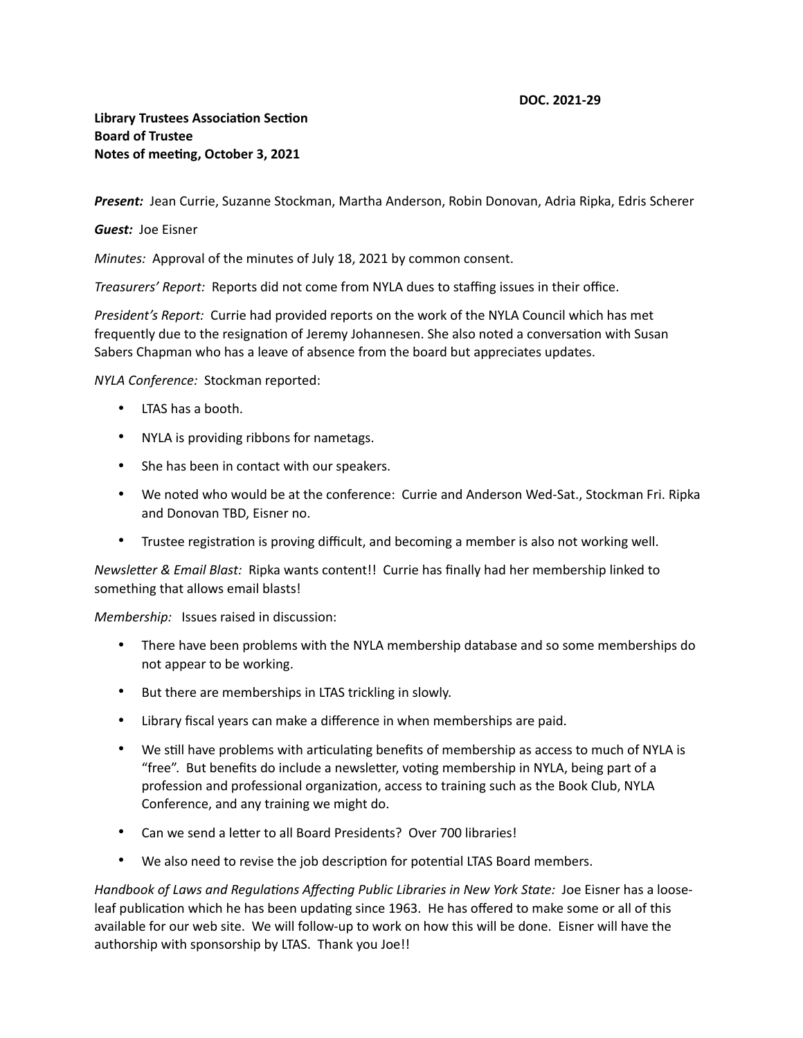**DOC. 2021-29**

**Library Trustees Association Section**
**Board of Trustee**
**Notes of meeting, October 3, 2021**

***Present:*** Jean Currie, Suzanne Stockman, Martha Anderson, Robin Donovan, Adria Ripka, Edris Scherer

***Guest:*** Joe Eisner

*Minutes:* Approval of the minutes of July 18, 2021 by common consent.

*Treasurers' Report:* Reports did not come from NYLA dues to staffing issues in their office.

*President's Report:* Currie had provided reports on the work of the NYLA Council which has met frequently due to the resignation of Jeremy Johannesen. She also noted a conversation with Susan Sabers Chapman who has a leave of absence from the board but appreciates updates.

*NYLA Conference:* Stockman reported:

- LTAS has a booth.
- NYLA is providing ribbons for nametags.
- She has been in contact with our speakers.
- We noted who would be at the conference: Currie and Anderson Wed-Sat., Stockman Fri. Ripka and Donovan TBD, Eisner no.
- Trustee registration is proving difficult, and becoming a member is also not working well.

*Newsletter & Email Blast:* Ripka wants content!! Currie has finally had her membership linked to something that allows email blasts!

*Membership:* Issues raised in discussion:

- There have been problems with the NYLA membership database and so some memberships do not appear to be working.
- But there are memberships in LTAS trickling in slowly.
- Library fiscal years can make a difference in when memberships are paid.
- We still have problems with articulating benefits of membership as access to much of NYLA is "free". But benefits do include a newsletter, voting membership in NYLA, being part of a profession and professional organization, access to training such as the Book Club, NYLA Conference, and any training we might do.
- Can we send a letter to all Board Presidents? Over 700 libraries!
- We also need to revise the job description for potential LTAS Board members.

*Handbook of Laws and Regulations Affecting Public Libraries in New York State:* Joe Eisner has a loose-leaf publication which he has been updating since 1963. He has offered to make some or all of this available for our web site. We will follow-up to work on how this will be done. Eisner will have the authorship with sponsorship by LTAS. Thank you Joe!!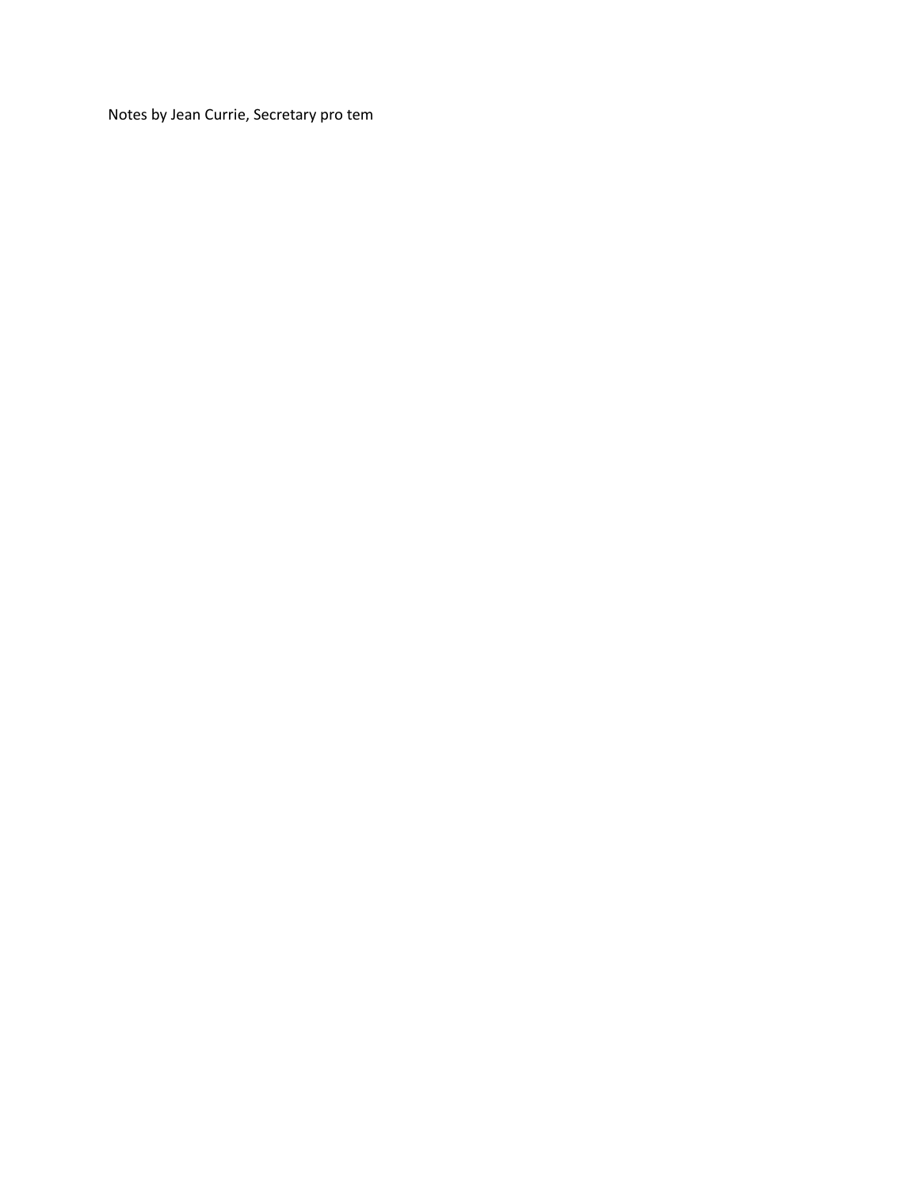Notes by Jean Currie, Secretary pro tem